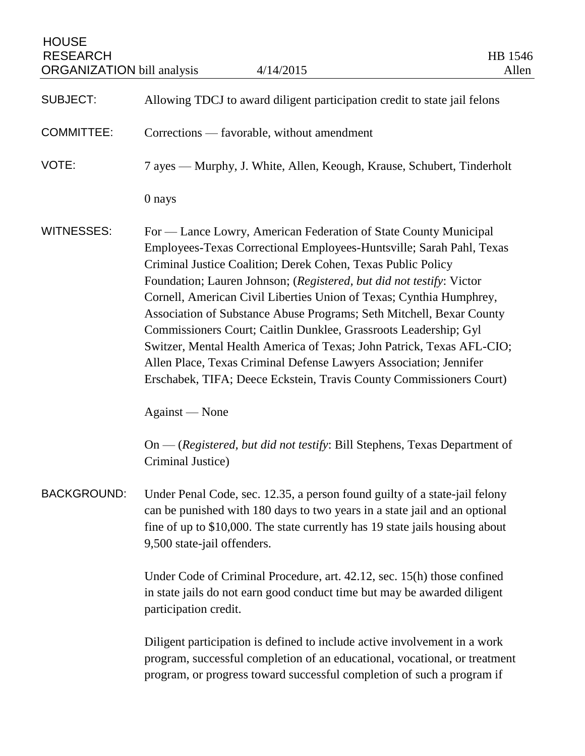HOUSE
RESEARCH
ORGANIZATION bill analysis 4/14/2015

HB 1546
Allen

**SUBJECT:** Allowing TDCJ to award diligent participation credit to state jail felons

**COMMITTEE:** Corrections — favorable, without amendment

**VOTE:** 7 ayes — Murphy, J. White, Allen, Keough, Krause, Schubert, Tinderholt

0 nays

**WITNESSES:** For — Lance Lowry, American Federation of State County Municipal Employees-Texas Correctional Employees-Huntsville; Sarah Pahl, Texas Criminal Justice Coalition; Derek Cohen, Texas Public Policy Foundation; Lauren Johnson; (*Registered, but did not testify*: Victor Cornell, American Civil Liberties Union of Texas; Cynthia Humphrey, Association of Substance Abuse Programs; Seth Mitchell, Bexar County Commissioners Court; Caitlin Dunklee, Grassroots Leadership; Gyl Switzer, Mental Health America of Texas; John Patrick, Texas AFL-CIO; Allen Place, Texas Criminal Defense Lawyers Association; Jennifer Erschabek, TIFA; Deece Eckstein, Travis County Commissioners Court)

Against — None

On — (*Registered, but did not testify*: Bill Stephens, Texas Department of Criminal Justice)

**BACKGROUND:** Under Penal Code, sec. 12.35, a person found guilty of a state-jail felony can be punished with 180 days to two years in a state jail and an optional fine of up to $10,000. The state currently has 19 state jails housing about 9,500 state-jail offenders.

Under Code of Criminal Procedure, art. 42.12, sec. 15(h) those confined in state jails do not earn good conduct time but may be awarded diligent participation credit.

Diligent participation is defined to include active involvement in a work program, successful completion of an educational, vocational, or treatment program, or progress toward successful completion of such a program if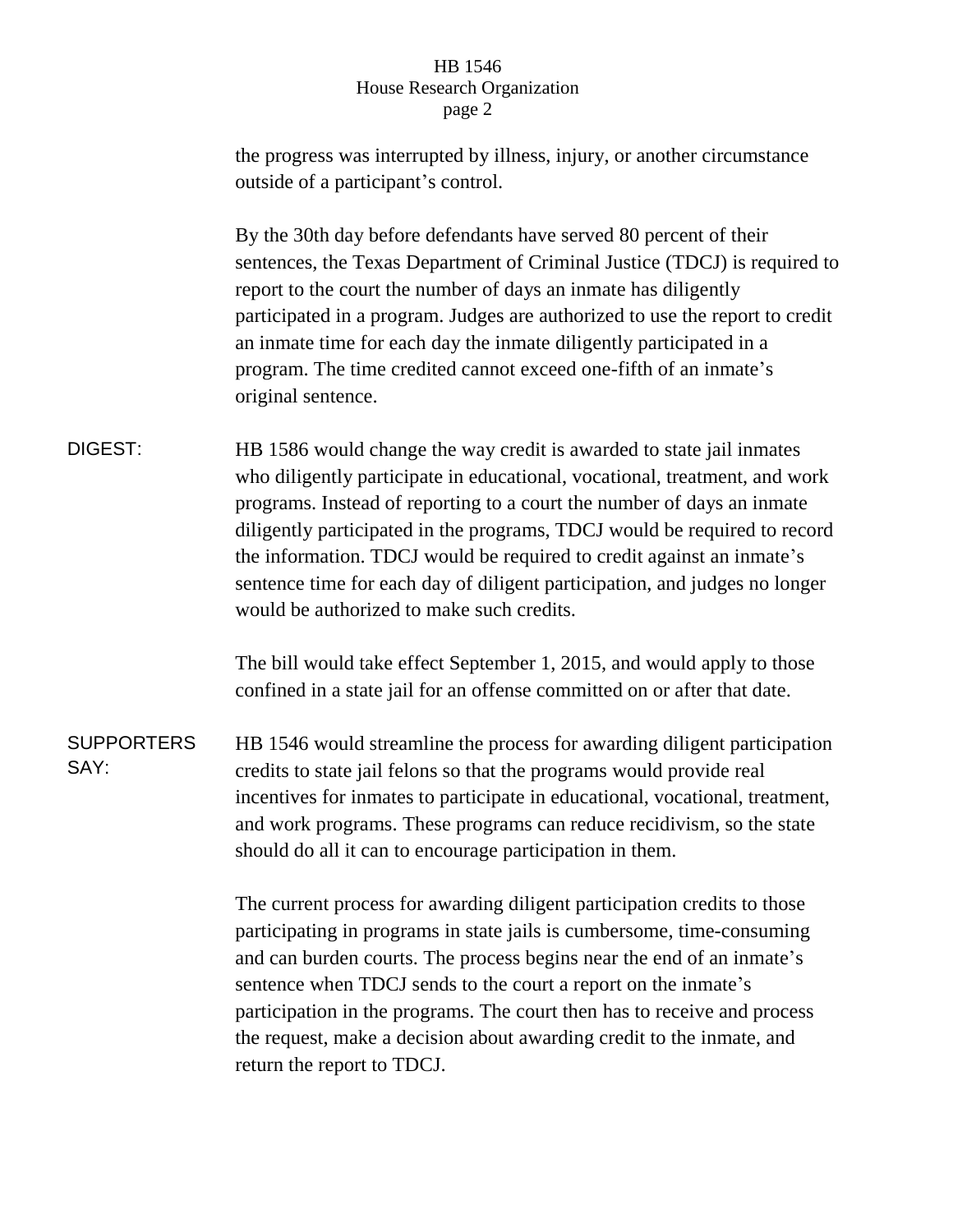the progress was interrupted by illness, injury, or another circumstance outside of a participant's control.

By the 30th day before defendants have served 80 percent of their sentences, the Texas Department of Criminal Justice (TDCJ) is required to report to the court the number of days an inmate has diligently participated in a program. Judges are authorized to use the report to credit an inmate time for each day the inmate diligently participated in a program. The time credited cannot exceed one-fifth of an inmate's original sentence.

**DIGEST:** HB 1586 would change the way credit is awarded to state jail inmates who diligently participate in educational, vocational, treatment, and work programs. Instead of reporting to a court the number of days an inmate diligently participated in the programs, TDCJ would be required to record the information. TDCJ would be required to credit against an inmate's sentence time for each day of diligent participation, and judges no longer would be authorized to make such credits.

The bill would take effect September 1, 2015, and would apply to those confined in a state jail for an offense committed on or after that date.

**SUPPORTERS SAY:** HB 1546 would streamline the process for awarding diligent participation credits to state jail felons so that the programs would provide real incentives for inmates to participate in educational, vocational, treatment, and work programs. These programs can reduce recidivism, so the state should do all it can to encourage participation in them.

The current process for awarding diligent participation credits to those participating in programs in state jails is cumbersome, time-consuming and can burden courts. The process begins near the end of an inmate's sentence when TDCJ sends to the court a report on the inmate's participation in the programs. The court then has to receive and process the request, make a decision about awarding credit to the inmate, and return the report to TDCJ.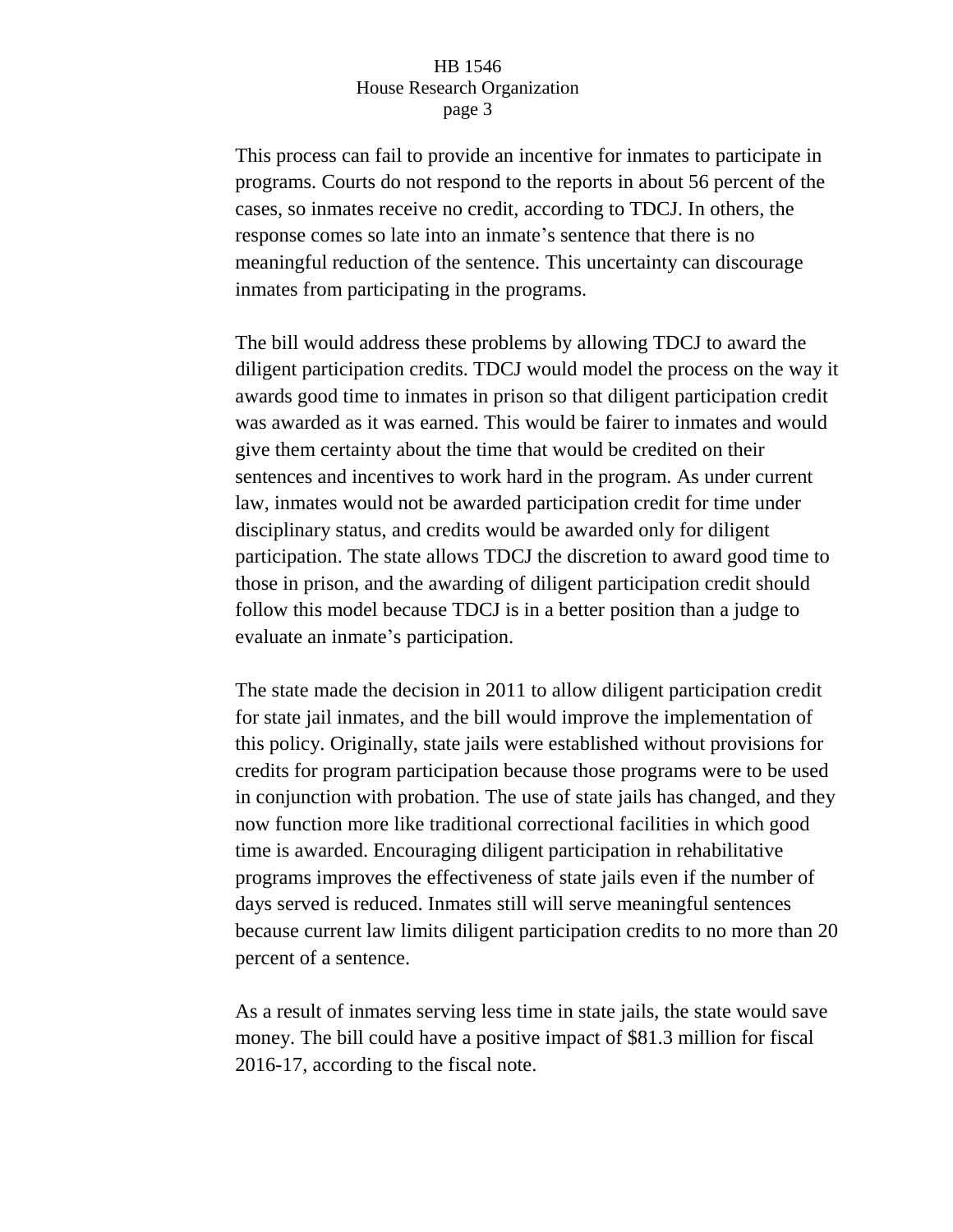This process can fail to provide an incentive for inmates to participate in programs. Courts do not respond to the reports in about 56 percent of the cases, so inmates receive no credit, according to TDCJ. In others, the response comes so late into an inmate's sentence that there is no meaningful reduction of the sentence. This uncertainty can discourage inmates from participating in the programs.

The bill would address these problems by allowing TDCJ to award the diligent participation credits. TDCJ would model the process on the way it awards good time to inmates in prison so that diligent participation credit was awarded as it was earned. This would be fairer to inmates and would give them certainty about the time that would be credited on their sentences and incentives to work hard in the program. As under current law, inmates would not be awarded participation credit for time under disciplinary status, and credits would be awarded only for diligent participation. The state allows TDCJ the discretion to award good time to those in prison, and the awarding of diligent participation credit should follow this model because TDCJ is in a better position than a judge to evaluate an inmate's participation.

The state made the decision in 2011 to allow diligent participation credit for state jail inmates, and the bill would improve the implementation of this policy. Originally, state jails were established without provisions for credits for program participation because those programs were to be used in conjunction with probation. The use of state jails has changed, and they now function more like traditional correctional facilities in which good time is awarded. Encouraging diligent participation in rehabilitative programs improves the effectiveness of state jails even if the number of days served is reduced. Inmates still will serve meaningful sentences because current law limits diligent participation credits to no more than 20 percent of a sentence.

As a result of inmates serving less time in state jails, the state would save money. The bill could have a positive impact of $81.3 million for fiscal 2016-17, according to the fiscal note.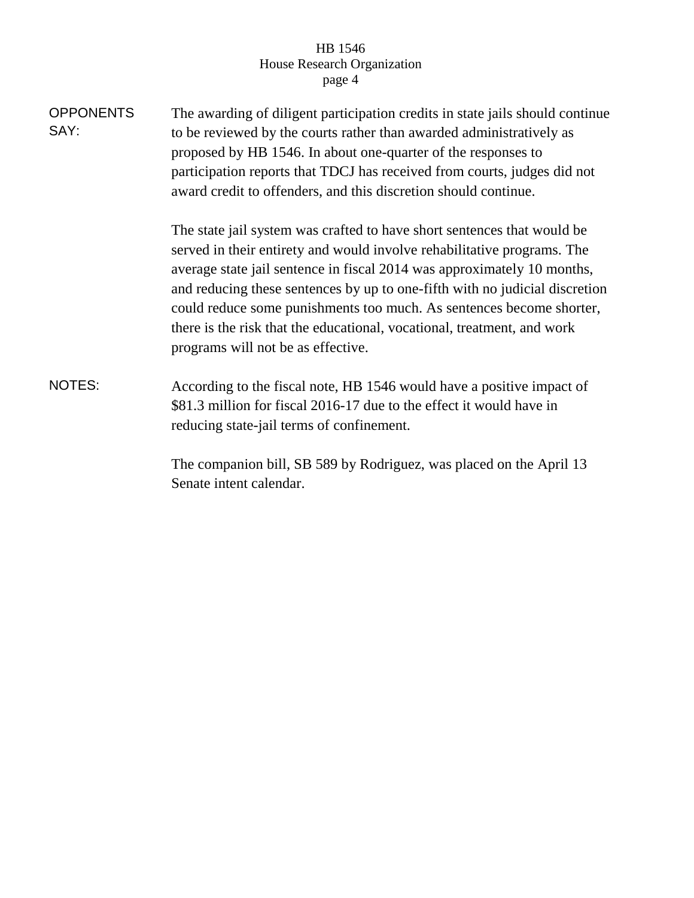**OPPONENTS SAY:**

The awarding of diligent participation credits in state jails should continue to be reviewed by the courts rather than awarded administratively as proposed by HB 1546. In about one-quarter of the responses to participation reports that TDCJ has received from courts, judges did not award credit to offenders, and this discretion should continue.

The state jail system was crafted to have short sentences that would be served in their entirety and would involve rehabilitative programs. The average state jail sentence in fiscal 2014 was approximately 10 months, and reducing these sentences by up to one-fifth with no judicial discretion could reduce some punishments too much. As sentences become shorter, there is the risk that the educational, vocational, treatment, and work programs will not be as effective.

**NOTES:**

According to the fiscal note, HB 1546 would have a positive impact of $81.3 million for fiscal 2016-17 due to the effect it would have in reducing state-jail terms of confinement.

The companion bill, SB 589 by Rodriguez, was placed on the April 13 Senate intent calendar.